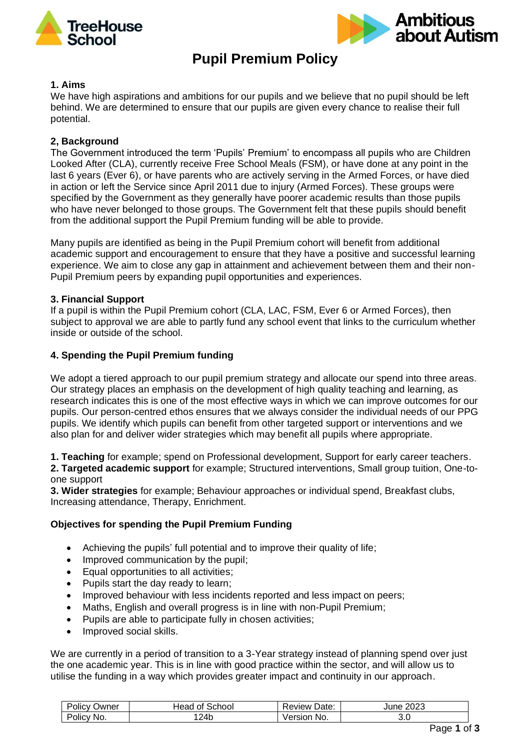# Pupil Premium Policy

### 1. Aims

We have high aspirations and ambitions for our pupils and we believe that no pupil should be left behind. We are determined to ensure that our pupils are given every chance to realise their full potential.

### 2, Background

The Government introduced the term 'Pupils' Premium' to encompass all pupils who are Children Looked After (CLA), currently receive Free School Meals (FSM), or have done at any point in the last 6 years (Ever 6), or have parents who are actively serving in the Armed Forces, or have died in action or left the Service since April 2011 due to injury (Armed Forces). These groups were specified by the Government as they generally have poorer academic results than those pupils who have never belonged to those groups. The Government felt that these pupils should benefit from the additional support the Pupil Premium funding will be able to provide.

Many pupils are identified as being in the Pupil Premium cohort will benefit from additional academic support and encouragement to ensure that they have a positive and successful learning experience. We aim to close any gap in attainment and achievement between them and their non-Pupil Premium peers by expanding pupil opportunities and experiences.

### 3. Financial Support

If a pupil is within the Pupil Premium cohort (CLA, LAC, FSM, Ever 6 or Armed Forces), then subject to approval we are able to partly fund any school event that links to the curriculum whether inside or outside of the school.

### 4. Spending the Pupil Premium funding

We adopt a tiered approach to our pupil premium strategy and allocate our spend into three areas. Our strategy places an emphasis on the development of high quality teaching and learning, as research indicates this is one of the most effective ways in which we can improve outcomes for our pupils. Our person-centred ethos ensures that we always consider the individual needs of our PPG pupils. We identify which pupils can benefit from other targeted support or interventions and we also plan for and deliver wider strategies which may benefit all pupils where appropriate.

**1. Teaching** for example; spend on Professional development, Support for early career teachers.
**2. Targeted academic support** for example; Structured interventions, Small group tuition, One-to-one support
**3. Wider strategies** for example; Behaviour approaches or individual spend, Breakfast clubs, Increasing attendance, Therapy, Enrichment.

**Objectives for spending the Pupil Premium Funding**

- Achieving the pupils' full potential and to improve their quality of life;
- Improved communication by the pupil;
- Equal opportunities to all activities;
- Pupils start the day ready to learn;
- Improved behaviour with less incidents reported and less impact on peers;
- Maths, English and overall progress is in line with non-Pupil Premium;
- Pupils are able to participate fully in chosen activities;
- Improved social skills.

We are currently in a period of transition to a 3-Year strategy instead of planning spend over just the one academic year. This is in line with good practice within the sector, and will allow us to utilise the funding in a way which provides greater impact and continuity in our approach.

| Policy Owner | Head of School | Review Date: | June 2023 |
|---|---|---|---|
| Policy No. | 124b | Version No. | 3.0 |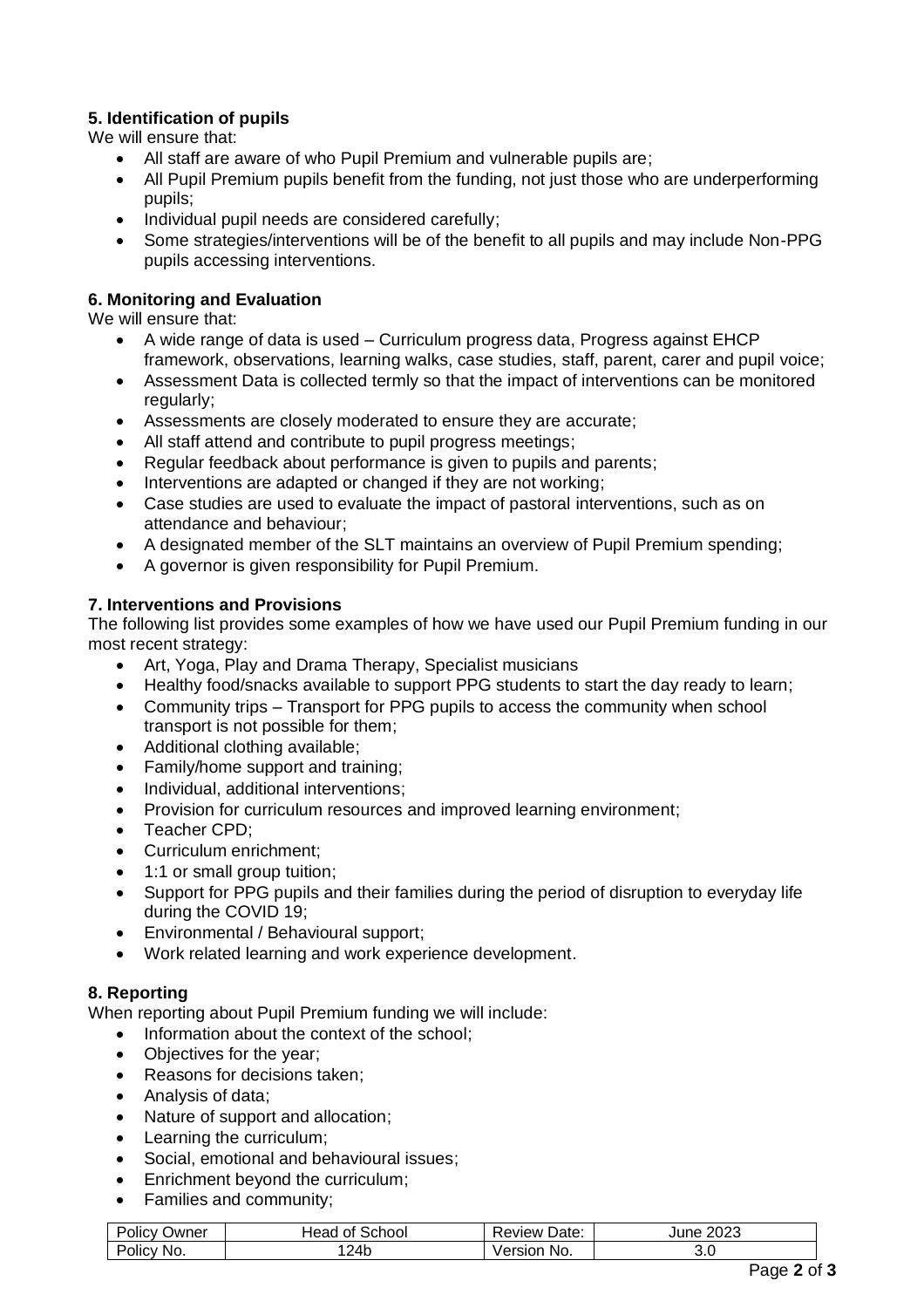**5. Identification of pupils**

We will ensure that:

- All staff are aware of who Pupil Premium and vulnerable pupils are;
- All Pupil Premium pupils benefit from the funding, not just those who are underperforming pupils;
- Individual pupil needs are considered carefully;
- Some strategies/interventions will be of the benefit to all pupils and may include Non-PPG pupils accessing interventions.

**6. Monitoring and Evaluation**

We will ensure that:

- A wide range of data is used – Curriculum progress data, Progress against EHCP framework, observations, learning walks, case studies, staff, parent, carer and pupil voice;
- Assessment Data is collected termly so that the impact of interventions can be monitored regularly;
- Assessments are closely moderated to ensure they are accurate;
- All staff attend and contribute to pupil progress meetings;
- Regular feedback about performance is given to pupils and parents;
- Interventions are adapted or changed if they are not working;
- Case studies are used to evaluate the impact of pastoral interventions, such as on attendance and behaviour;
- A designated member of the SLT maintains an overview of Pupil Premium spending;
- A governor is given responsibility for Pupil Premium.

**7. Interventions and Provisions**

The following list provides some examples of how we have used our Pupil Premium funding in our most recent strategy:

- Art, Yoga, Play and Drama Therapy, Specialist musicians
- Healthy food/snacks available to support PPG students to start the day ready to learn;
- Community trips – Transport for PPG pupils to access the community when school transport is not possible for them;
- Additional clothing available;
- Family/home support and training;
- Individual, additional interventions;
- Provision for curriculum resources and improved learning environment;
- Teacher CPD;
- Curriculum enrichment;
- 1:1 or small group tuition;
- Support for PPG pupils and their families during the period of disruption to everyday life during the COVID 19;
- Environmental / Behavioural support;
- Work related learning and work experience development.

**8. Reporting**

When reporting about Pupil Premium funding we will include:

- Information about the context of the school;
- Objectives for the year;
- Reasons for decisions taken;
- Analysis of data;
- Nature of support and allocation;
- Learning the curriculum;
- Social, emotional and behavioural issues;
- Enrichment beyond the curriculum;
- Families and community;

| Policy Owner | Head of School | Review Date: | June 2023 |
|---|---|---|---|
| Policy No. | 124b | Version No. | 3.0 |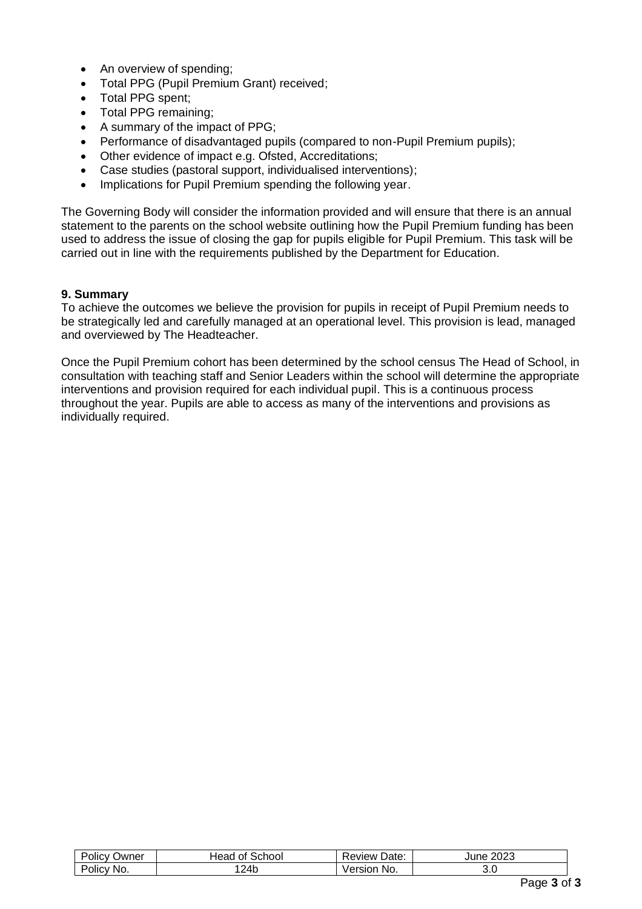- An overview of spending;
- Total PPG (Pupil Premium Grant) received;
- Total PPG spent;
- Total PPG remaining;
- A summary of the impact of PPG;
- Performance of disadvantaged pupils (compared to non-Pupil Premium pupils);
- Other evidence of impact e.g. Ofsted, Accreditations;
- Case studies (pastoral support, individualised interventions);
- Implications for Pupil Premium spending the following year.

The Governing Body will consider the information provided and will ensure that there is an annual statement to the parents on the school website outlining how the Pupil Premium funding has been used to address the issue of closing the gap for pupils eligible for Pupil Premium. This task will be carried out in line with the requirements published by the Department for Education.

**9. Summary**

To achieve the outcomes we believe the provision for pupils in receipt of Pupil Premium needs to be strategically led and carefully managed at an operational level. This provision is lead, managed and overviewed by The Headteacher.

Once the Pupil Premium cohort has been determined by the school census The Head of School, in consultation with teaching staff and Senior Leaders within the school will determine the appropriate interventions and provision required for each individual pupil. This is a continuous process throughout the year. Pupils are able to access as many of the interventions and provisions as individually required.

| | | | |
|---|---|---|---|
| Policy Owner | Head of School | Review Date: | June 2023 |
| Policy No. | 124b | Version No. | 3.0 |